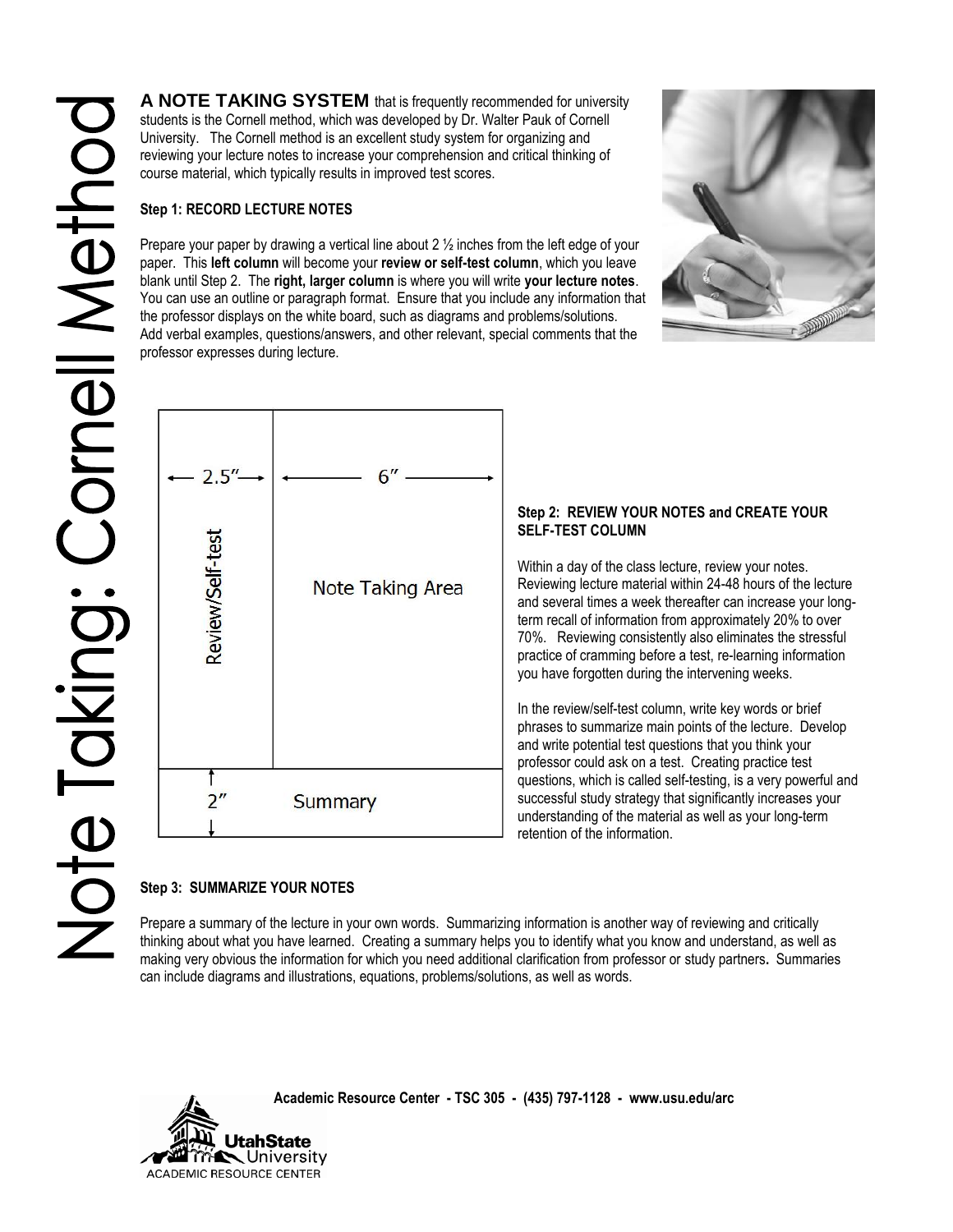# Note Taking: Cornell Method

**A NOTE TAKING SYSTEM** that is frequently recommended for university students is the Cornell method, which was developed by Dr. Walter Pauk of Cornell University. The Cornell method is an excellent study system for organizing and reviewing your lecture notes to increase your comprehension and critical thinking of course material, which typically results in improved test scores.

**Step 1: RECORD LECTURE NOTES**

Prepare your paper by drawing a vertical line about 2 ½ inches from the left edge of your paper. This **left column** will become your **review or self-test column**, which you leave blank until Step 2. The **right, larger column** is where you will write **your lecture notes**. You can use an outline or paragraph format. Ensure that you include any information that the professor displays on the white board, such as diagrams and problems/solutions. Add verbal examples, questions/answers, and other relevant, special comments that the professor expresses during lecture.

| ← 2.5″ → Review/Self-test | ← 6″ → Note Taking Area |
|---|---|
| ↕ 2″ Summary | |

**Step 2: REVIEW YOUR NOTES and CREATE YOUR SELF-TEST COLUMN**

Within a day of the class lecture, review your notes. Reviewing lecture material within 24-48 hours of the lecture and several times a week thereafter can increase your long-term recall of information from approximately 20% to over 70%. Reviewing consistently also eliminates the stressful practice of cramming before a test, re-learning information you have forgotten during the intervening weeks.

In the review/self-test column, write key words or brief phrases to summarize main points of the lecture. Develop and write potential test questions that you think your professor could ask on a test. Creating practice test questions, which is called self-testing, is a very powerful and successful study strategy that significantly increases your understanding of the material as well as your long-term retention of the information.

**Step 3: SUMMARIZE YOUR NOTES**

Prepare a summary of the lecture in your own words. Summarizing information is another way of reviewing and critically thinking about what you have learned. Creating a summary helps you to identify what you know and understand, as well as making very obvious the information for which you need additional clarification from professor or study partners. Summaries can include diagrams and illustrations, equations, problems/solutions, as well as words.

**Academic Resource Center - TSC 305 - (435) 797-1128 - www.usu.edu/arc**

Utah State University ACADEMIC RESOURCE CENTER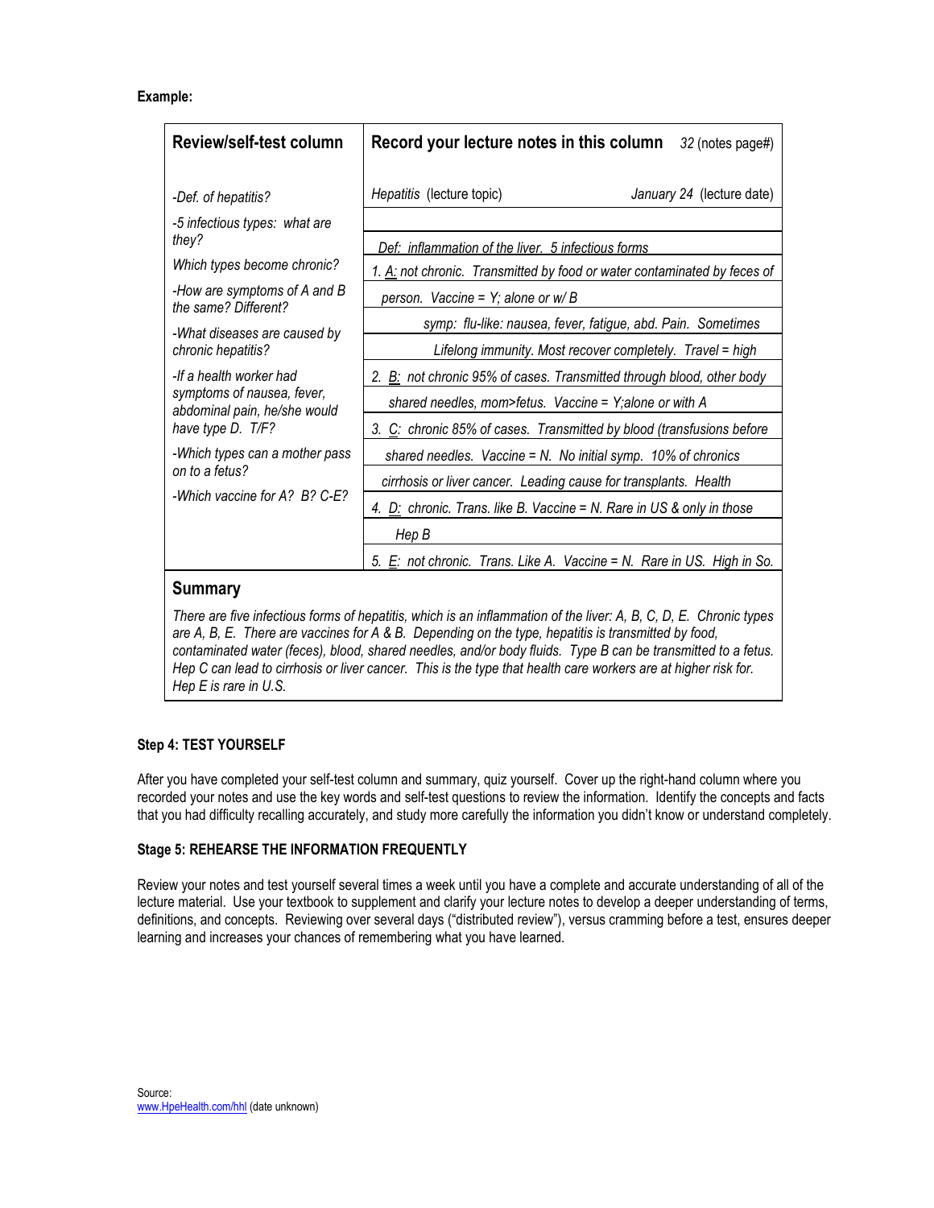**Example:**

| Review/self-test column | Record your lecture notes in this column *32* (notes page#) |
|---|---|
| *-Def. of hepatitis?* | *Hepatitis* (lecture topic) *January 24* (lecture date) |
| *-5 infectious types: what are they?* | |
| *Which types become chronic?* | *Def: inflammation of the liver. 5 infectious forms* |
| *-How are symptoms of A and B the same? Different?* | *1. A: not chronic. Transmitted by food or water contaminated by feces of* |
| *-What diseases are caused by chronic hepatitis?* | *person. Vaccine = Y; alone or w/ B* |
| *-If a health worker had symptoms of nausea, fever, abdominal pain, he/she would have type D. T/F?* | *symp: flu-like: nausea, fever, fatigue, abd. Pain. Sometimes* |
| *-Which types can a mother pass on to a fetus?* | *Lifelong immunity. Most recover completely. Travel = high* |
| *-Which vaccine for A? B? C-E?* | *2. B: not chronic 95% of cases. Transmitted through blood, other body* |
| | *shared needles, mom>fetus. Vaccine = Y;alone or with A* |
| | *3. C: chronic 85% of cases. Transmitted by blood (transfusions before* |
| | *shared needles. Vaccine = N. No initial symp. 10% of chronics* |
| | *cirrhosis or liver cancer. Leading cause for transplants. Health* |
| | *4. D: chronic. Trans. like B. Vaccine = N. Rare in US & only in those* |
| | *Hep B* |
| | *5. E: not chronic. Trans. Like A. Vaccine = N. Rare in US. High in So.* |

**Summary**

*There are five infectious forms of hepatitis, which is an inflammation of the liver: A, B, C, D, E. Chronic types are A, B, E. There are vaccines for A & B. Depending on the type, hepatitis is transmitted by food, contaminated water (feces), blood, shared needles, and/or body fluids. Type B can be transmitted to a fetus. Hep C can lead to cirrhosis or liver cancer. This is the type that health care workers are at higher risk for. Hep E is rare in U.S.*

**Step 4: TEST YOURSELF**

After you have completed your self-test column and summary, quiz yourself. Cover up the right-hand column where you recorded your notes and use the key words and self-test questions to review the information. Identify the concepts and facts that you had difficulty recalling accurately, and study more carefully the information you didn't know or understand completely.

**Stage 5: REHEARSE THE INFORMATION FREQUENTLY**

Review your notes and test yourself several times a week until you have a complete and accurate understanding of all of the lecture material. Use your textbook to supplement and clarify your lecture notes to develop a deeper understanding of terms, definitions, and concepts. Reviewing over several days ("distributed review"), versus cramming before a test, ensures deeper learning and increases your chances of remembering what you have learned.

Source:
www.HpeHealth.com/hhl (date unknown)